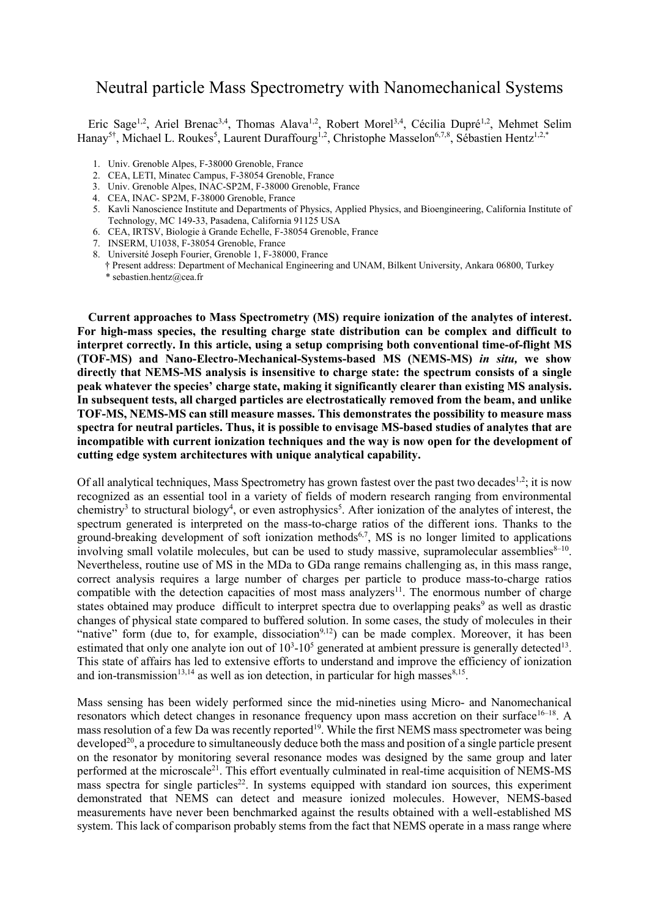# Neutral particle Mass Spectrometry with Nanomechanical Systems

Eric Sage[1,2], Ariel Brenac[3,4], Thomas Alava[1,2], Robert Morel[3,4], Cécilia Dupré[1,2], Mehmet Selim Hanay[5†], Michael L. Roukes[5], Laurent Duraffourg[1,2], Christophe Masselon[6,7,8], Sébastien Hentz[1,2,*]

1. Univ. Grenoble Alpes, F-38000 Grenoble, France
2. CEA, LETI, Minatec Campus, F-38054 Grenoble, France
3. Univ. Grenoble Alpes, INAC-SP2M, F-38000 Grenoble, France
4. CEA, INAC- SP2M, F-38000 Grenoble, France
5. Kavli Nanoscience Institute and Departments of Physics, Applied Physics, and Bioengineering, California Institute of Technology, MC 149-33, Pasadena, California 91125 USA
6. CEA, IRTSV, Biologie à Grande Echelle, F-38054 Grenoble, France
7. INSERM, U1038, F-38054 Grenoble, France
8. Université Joseph Fourier, Grenoble 1, F-38000, France

† Present address: Department of Mechanical Engineering and UNAM, Bilkent University, Ankara 06800, Turkey
\* sebastien.hentz@cea.fr

**Current approaches to Mass Spectrometry (MS) require ionization of the analytes of interest. For high-mass species, the resulting charge state distribution can be complex and difficult to interpret correctly. In this article, using a setup comprising both conventional time-of-flight MS (TOF-MS) and Nano-Electro-Mechanical-Systems-based MS (NEMS-MS) *in situ*, we show directly that NEMS-MS analysis is insensitive to charge state: the spectrum consists of a single peak whatever the species' charge state, making it significantly clearer than existing MS analysis. In subsequent tests, all charged particles are electrostatically removed from the beam, and unlike TOF-MS, NEMS-MS can still measure masses. This demonstrates the possibility to measure mass spectra for neutral particles. Thus, it is possible to envisage MS-based studies of analytes that are incompatible with current ionization techniques and the way is now open for the development of cutting edge system architectures with unique analytical capability.**

Of all analytical techniques, Mass Spectrometry has grown fastest over the past two decades[1,2]; it is now recognized as an essential tool in a variety of fields of modern research ranging from environmental chemistry[3] to structural biology[4], or even astrophysics[5]. After ionization of the analytes of interest, the spectrum generated is interpreted on the mass-to-charge ratios of the different ions. Thanks to the ground-breaking development of soft ionization methods[6,7], MS is no longer limited to applications involving small volatile molecules, but can be used to study massive, supramolecular assemblies[8–10]. Nevertheless, routine use of MS in the MDa to GDa range remains challenging as, in this mass range, correct analysis requires a large number of charges per particle to produce mass-to-charge ratios compatible with the detection capacities of most mass analyzers[11]. The enormous number of charge states obtained may produce difficult to interpret spectra due to overlapping peaks[9] as well as drastic changes of physical state compared to buffered solution. In some cases, the study of molecules in their "native" form (due to, for example, dissociation[9,12]) can be made complex. Moreover, it has been estimated that only one analyte ion out of $10^3$-$10^5$ generated at ambient pressure is generally detected[13]. This state of affairs has led to extensive efforts to understand and improve the efficiency of ionization and ion-transmission[13,14] as well as ion detection, in particular for high masses[8,15].

Mass sensing has been widely performed since the mid-nineties using Micro- and Nanomechanical resonators which detect changes in resonance frequency upon mass accretion on their surface[16–18]. A mass resolution of a few Da was recently reported[19]. While the first NEMS mass spectrometer was being developed[20], a procedure to simultaneously deduce both the mass and position of a single particle present on the resonator by monitoring several resonance modes was designed by the same group and later performed at the microscale[21]. This effort eventually culminated in real-time acquisition of NEMS-MS mass spectra for single particles[22]. In systems equipped with standard ion sources, this experiment demonstrated that NEMS can detect and measure ionized molecules. However, NEMS-based measurements have never been benchmarked against the results obtained with a well-established MS system. This lack of comparison probably stems from the fact that NEMS operate in a mass range where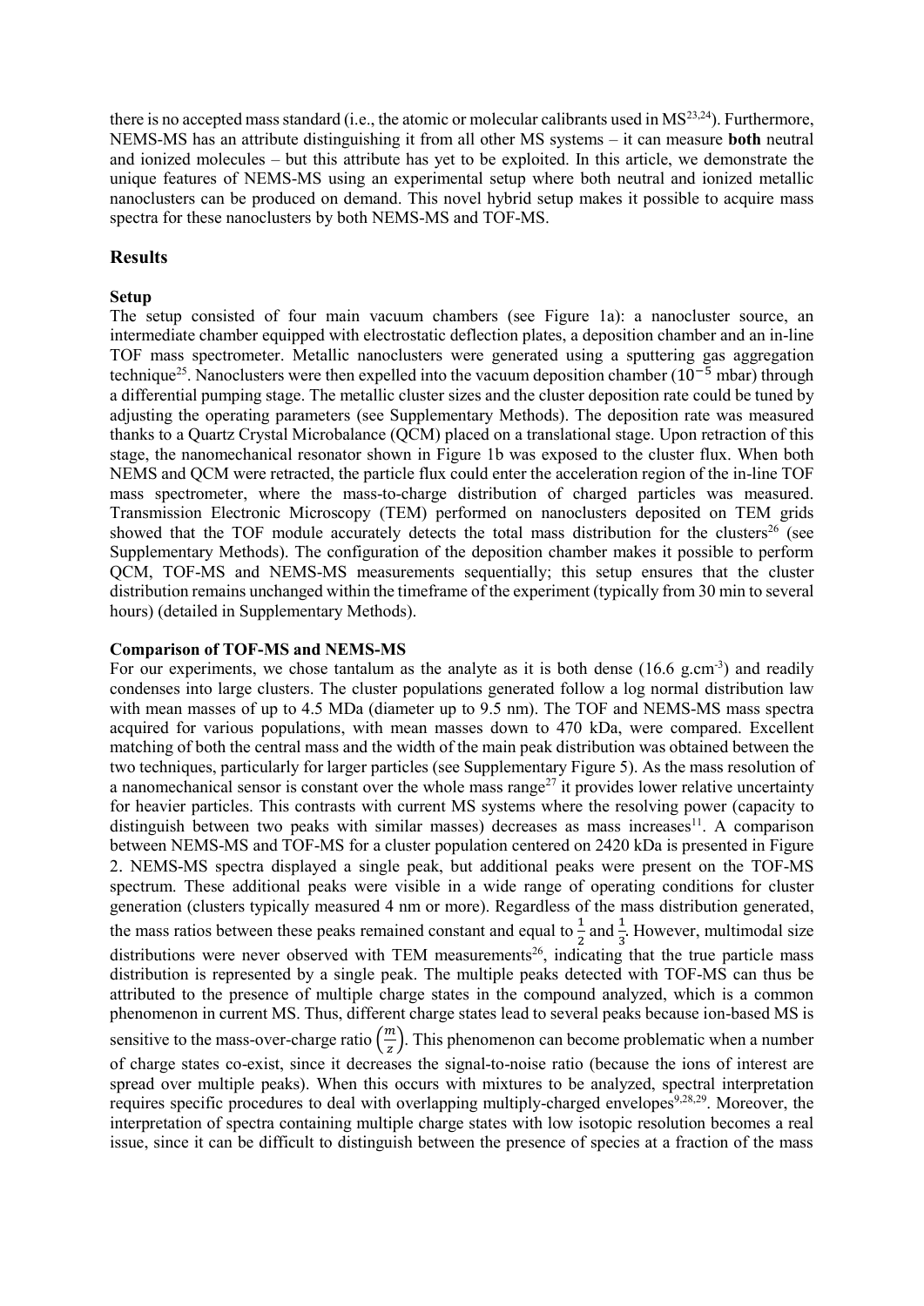there is no accepted mass standard (i.e., the atomic or molecular calibrants used in MS[23,24]). Furthermore, NEMS-MS has an attribute distinguishing it from all other MS systems – it can measure **both** neutral and ionized molecules – but this attribute has yet to be exploited. In this article, we demonstrate the unique features of NEMS-MS using an experimental setup where both neutral and ionized metallic nanoclusters can be produced on demand. This novel hybrid setup makes it possible to acquire mass spectra for these nanoclusters by both NEMS-MS and TOF-MS.

## Results

### Setup

The setup consisted of four main vacuum chambers (see Figure 1a): a nanocluster source, an intermediate chamber equipped with electrostatic deflection plates, a deposition chamber and an in-line TOF mass spectrometer. Metallic nanoclusters were generated using a sputtering gas aggregation technique[25]. Nanoclusters were then expelled into the vacuum deposition chamber ($10^{-5}$ mbar) through a differential pumping stage. The metallic cluster sizes and the cluster deposition rate could be tuned by adjusting the operating parameters (see Supplementary Methods). The deposition rate was measured thanks to a Quartz Crystal Microbalance (QCM) placed on a translational stage. Upon retraction of this stage, the nanomechanical resonator shown in Figure 1b was exposed to the cluster flux. When both NEMS and QCM were retracted, the particle flux could enter the acceleration region of the in-line TOF mass spectrometer, where the mass-to-charge distribution of charged particles was measured. Transmission Electronic Microscopy (TEM) performed on nanoclusters deposited on TEM grids showed that the TOF module accurately detects the total mass distribution for the clusters[26] (see Supplementary Methods). The configuration of the deposition chamber makes it possible to perform QCM, TOF-MS and NEMS-MS measurements sequentially; this setup ensures that the cluster distribution remains unchanged within the timeframe of the experiment (typically from 30 min to several hours) (detailed in Supplementary Methods).

### Comparison of TOF-MS and NEMS-MS

For our experiments, we chose tantalum as the analyte as it is both dense (16.6 g.cm$^{-3}$) and readily condenses into large clusters. The cluster populations generated follow a log normal distribution law with mean masses of up to 4.5 MDa (diameter up to 9.5 nm). The TOF and NEMS-MS mass spectra acquired for various populations, with mean masses down to 470 kDa, were compared. Excellent matching of both the central mass and the width of the main peak distribution was obtained between the two techniques, particularly for larger particles (see Supplementary Figure 5). As the mass resolution of a nanomechanical sensor is constant over the whole mass range[27] it provides lower relative uncertainty for heavier particles. This contrasts with current MS systems where the resolving power (capacity to distinguish between two peaks with similar masses) decreases as mass increases[11]. A comparison between NEMS-MS and TOF-MS for a cluster population centered on 2420 kDa is presented in Figure 2. NEMS-MS spectra displayed a single peak, but additional peaks were present on the TOF-MS spectrum. These additional peaks were visible in a wide range of operating conditions for cluster generation (clusters typically measured 4 nm or more). Regardless of the mass distribution generated, the mass ratios between these peaks remained constant and equal to $\frac{1}{2}$ and $\frac{1}{3}$. However, multimodal size distributions were never observed with TEM measurements[26], indicating that the true particle mass distribution is represented by a single peak. The multiple peaks detected with TOF-MS can thus be attributed to the presence of multiple charge states in the compound analyzed, which is a common phenomenon in current MS. Thus, different charge states lead to several peaks because ion-based MS is sensitive to the mass-over-charge ratio $\left(\frac{m}{z}\right)$. This phenomenon can become problematic when a number of charge states co-exist, since it decreases the signal-to-noise ratio (because the ions of interest are spread over multiple peaks). When this occurs with mixtures to be analyzed, spectral interpretation requires specific procedures to deal with overlapping multiply-charged envelopes[9,28,29]. Moreover, the interpretation of spectra containing multiple charge states with low isotopic resolution becomes a real issue, since it can be difficult to distinguish between the presence of species at a fraction of the mass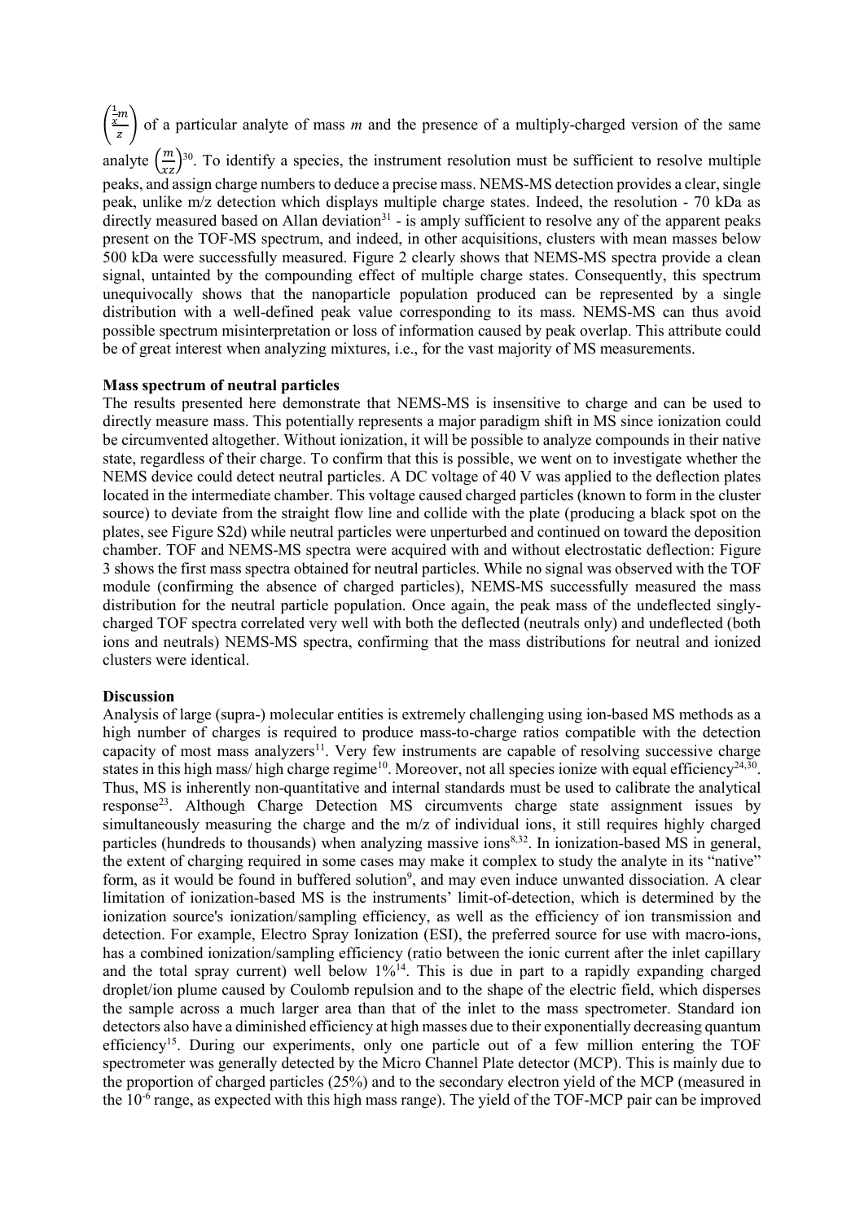$\left(\frac{\frac{1}{x}m}{z}\right)$ of a particular analyte of mass *m* and the presence of a multiply-charged version of the same analyte $\left(\frac{m}{xz}\right)$[30]. To identify a species, the instrument resolution must be sufficient to resolve multiple peaks, and assign charge numbers to deduce a precise mass. NEMS-MS detection provides a clear, single peak, unlike m/z detection which displays multiple charge states. Indeed, the resolution - 70 kDa as directly measured based on Allan deviation[31] - is amply sufficient to resolve any of the apparent peaks present on the TOF-MS spectrum, and indeed, in other acquisitions, clusters with mean masses below 500 kDa were successfully measured. Figure 2 clearly shows that NEMS-MS spectra provide a clean signal, untainted by the compounding effect of multiple charge states. Consequently, this spectrum unequivocally shows that the nanoparticle population produced can be represented by a single distribution with a well-defined peak value corresponding to its mass. NEMS-MS can thus avoid possible spectrum misinterpretation or loss of information caused by peak overlap. This attribute could be of great interest when analyzing mixtures, i.e., for the vast majority of MS measurements.

**Mass spectrum of neutral particles**

The results presented here demonstrate that NEMS-MS is insensitive to charge and can be used to directly measure mass. This potentially represents a major paradigm shift in MS since ionization could be circumvented altogether. Without ionization, it will be possible to analyze compounds in their native state, regardless of their charge. To confirm that this is possible, we went on to investigate whether the NEMS device could detect neutral particles. A DC voltage of 40 V was applied to the deflection plates located in the intermediate chamber. This voltage caused charged particles (known to form in the cluster source) to deviate from the straight flow line and collide with the plate (producing a black spot on the plates, see Figure S2d) while neutral particles were unperturbed and continued on toward the deposition chamber. TOF and NEMS-MS spectra were acquired with and without electrostatic deflection: Figure 3 shows the first mass spectra obtained for neutral particles. While no signal was observed with the TOF module (confirming the absence of charged particles), NEMS-MS successfully measured the mass distribution for the neutral particle population. Once again, the peak mass of the undeflected singly-charged TOF spectra correlated very well with both the deflected (neutrals only) and undeflected (both ions and neutrals) NEMS-MS spectra, confirming that the mass distributions for neutral and ionized clusters were identical.

**Discussion**

Analysis of large (supra-) molecular entities is extremely challenging using ion-based MS methods as a high number of charges is required to produce mass-to-charge ratios compatible with the detection capacity of most mass analyzers[11]. Very few instruments are capable of resolving successive charge states in this high mass/ high charge regime[10]. Moreover, not all species ionize with equal efficiency[24,30]. Thus, MS is inherently non-quantitative and internal standards must be used to calibrate the analytical response[23]. Although Charge Detection MS circumvents charge state assignment issues by simultaneously measuring the charge and the m/z of individual ions, it still requires highly charged particles (hundreds to thousands) when analyzing massive ions[8,32]. In ionization-based MS in general, the extent of charging required in some cases may make it complex to study the analyte in its "native" form, as it would be found in buffered solution[9], and may even induce unwanted dissociation. A clear limitation of ionization-based MS is the instruments' limit-of-detection, which is determined by the ionization source's ionization/sampling efficiency, as well as the efficiency of ion transmission and detection. For example, Electro Spray Ionization (ESI), the preferred source for use with macro-ions, has a combined ionization/sampling efficiency (ratio between the ionic current after the inlet capillary and the total spray current) well below 1%[14]. This is due in part to a rapidly expanding charged droplet/ion plume caused by Coulomb repulsion and to the shape of the electric field, which disperses the sample across a much larger area than that of the inlet to the mass spectrometer. Standard ion detectors also have a diminished efficiency at high masses due to their exponentially decreasing quantum efficiency[15]. During our experiments, only one particle out of a few million entering the TOF spectrometer was generally detected by the Micro Channel Plate detector (MCP). This is mainly due to the proportion of charged particles (25%) and to the secondary electron yield of the MCP (measured in the $10^{-6}$ range, as expected with this high mass range). The yield of the TOF-MCP pair can be improved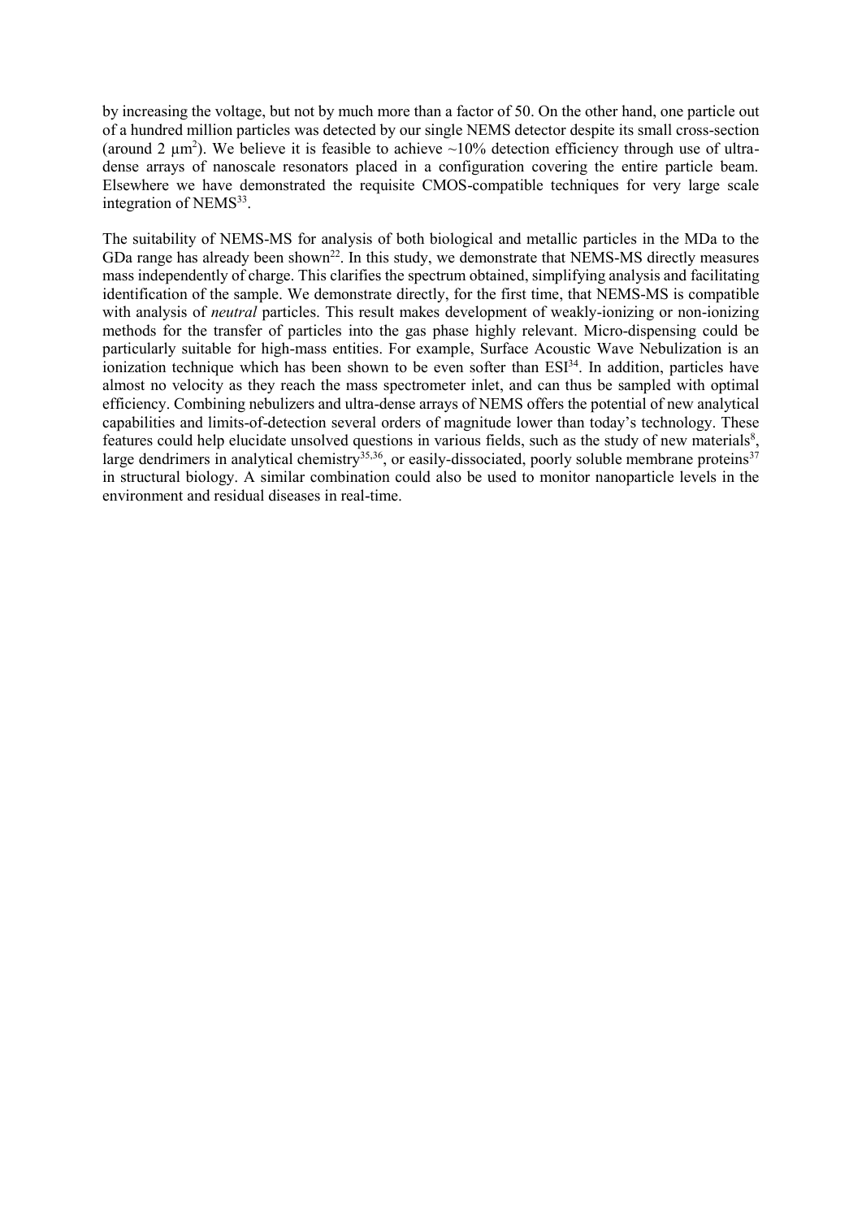by increasing the voltage, but not by much more than a factor of 50. On the other hand, one particle out of a hundred million particles was detected by our single NEMS detector despite its small cross-section (around 2 $\mu m^2$). We believe it is feasible to achieve ~10% detection efficiency through use of ultra-dense arrays of nanoscale resonators placed in a configuration covering the entire particle beam. Elsewhere we have demonstrated the requisite CMOS-compatible techniques for very large scale integration of NEMS[33].

The suitability of NEMS-MS for analysis of both biological and metallic particles in the MDa to the GDa range has already been shown[22]. In this study, we demonstrate that NEMS-MS directly measures mass independently of charge. This clarifies the spectrum obtained, simplifying analysis and facilitating identification of the sample. We demonstrate directly, for the first time, that NEMS-MS is compatible with analysis of *neutral* particles. This result makes development of weakly-ionizing or non-ionizing methods for the transfer of particles into the gas phase highly relevant. Micro-dispensing could be particularly suitable for high-mass entities. For example, Surface Acoustic Wave Nebulization is an ionization technique which has been shown to be even softer than ESI[34]. In addition, particles have almost no velocity as they reach the mass spectrometer inlet, and can thus be sampled with optimal efficiency. Combining nebulizers and ultra-dense arrays of NEMS offers the potential of new analytical capabilities and limits-of-detection several orders of magnitude lower than today's technology. These features could help elucidate unsolved questions in various fields, such as the study of new materials[8], large dendrimers in analytical chemistry[35,36], or easily-dissociated, poorly soluble membrane proteins[37] in structural biology. A similar combination could also be used to monitor nanoparticle levels in the environment and residual diseases in real-time.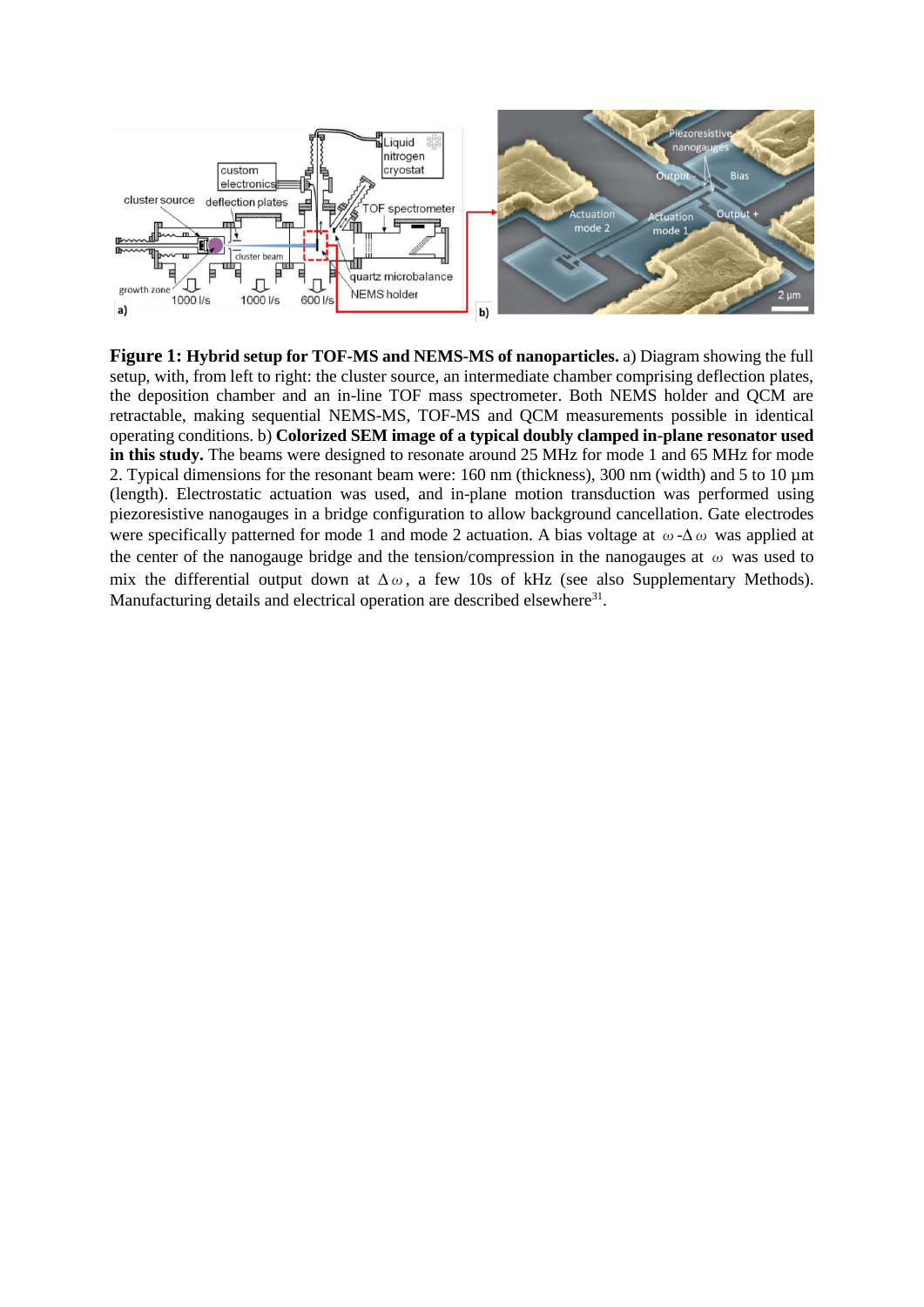**Figure 1: Hybrid setup for TOF-MS and NEMS-MS of nanoparticles.** a) Diagram showing the full setup, with, from left to right: the cluster source, an intermediate chamber comprising deflection plates, the deposition chamber and an in-line TOF mass spectrometer. Both NEMS holder and QCM are retractable, making sequential NEMS-MS, TOF-MS and QCM measurements possible in identical operating conditions. b) **Colorized SEM image of a typical doubly clamped in-plane resonator used in this study.** The beams were designed to resonate around 25 MHz for mode 1 and 65 MHz for mode 2. Typical dimensions for the resonant beam were: 160 nm (thickness), 300 nm (width) and 5 to 10 µm (length). Electrostatic actuation was used, and in-plane motion transduction was performed using piezoresistive nanogauges in a bridge configuration to allow background cancellation. Gate electrodes were specifically patterned for mode 1 and mode 2 actuation. A bias voltage at $\omega$-$\Delta\omega$ was applied at the center of the nanogauge bridge and the tension/compression in the nanogauges at $\omega$ was used to mix the differential output down at $\Delta\omega$, a few 10s of kHz (see also Supplementary Methods). Manufacturing details and electrical operation are described elsewhere[31].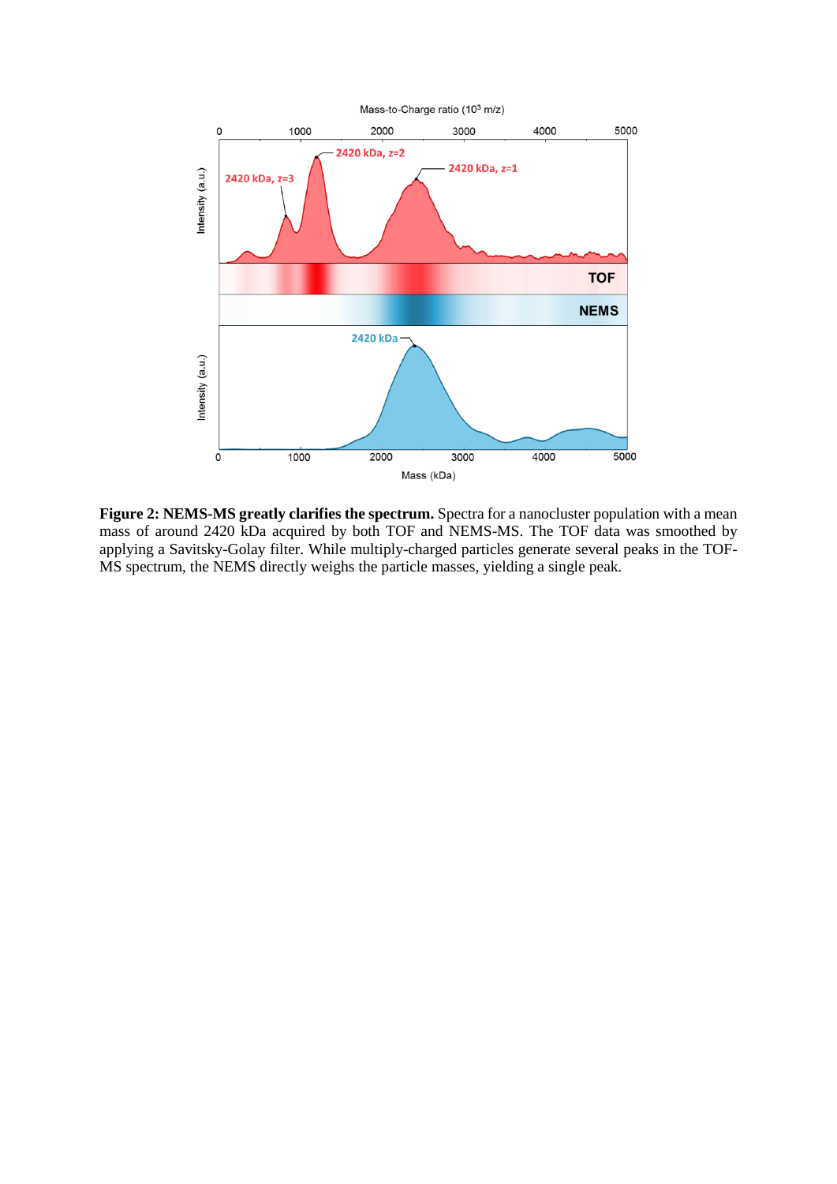**Figure 2: NEMS-MS greatly clarifies the spectrum.** Spectra for a nanocluster population with a mean mass of around 2420 kDa acquired by both TOF and NEMS-MS. The TOF data was smoothed by applying a Savitsky-Golay filter. While multiply-charged particles generate several peaks in the TOF-MS spectrum, the NEMS directly weighs the particle masses, yielding a single peak.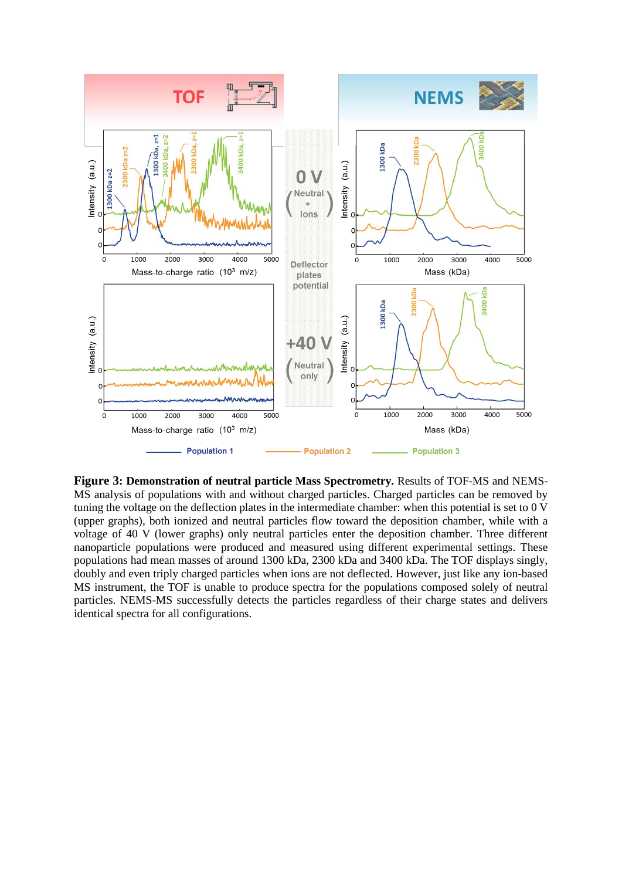**Figure 3: Demonstration of neutral particle Mass Spectrometry.** Results of TOF-MS and NEMS-MS analysis of populations with and without charged particles. Charged particles can be removed by tuning the voltage on the deflection plates in the intermediate chamber: when this potential is set to 0 V (upper graphs), both ionized and neutral particles flow toward the deposition chamber, while with a voltage of 40 V (lower graphs) only neutral particles enter the deposition chamber. Three different nanoparticle populations were produced and measured using different experimental settings. These populations had mean masses of around 1300 kDa, 2300 kDa and 3400 kDa. The TOF displays singly, doubly and even triply charged particles when ions are not deflected. However, just like any ion-based MS instrument, the TOF is unable to produce spectra for the populations composed solely of neutral particles. NEMS-MS successfully detects the particles regardless of their charge states and delivers identical spectra for all configurations.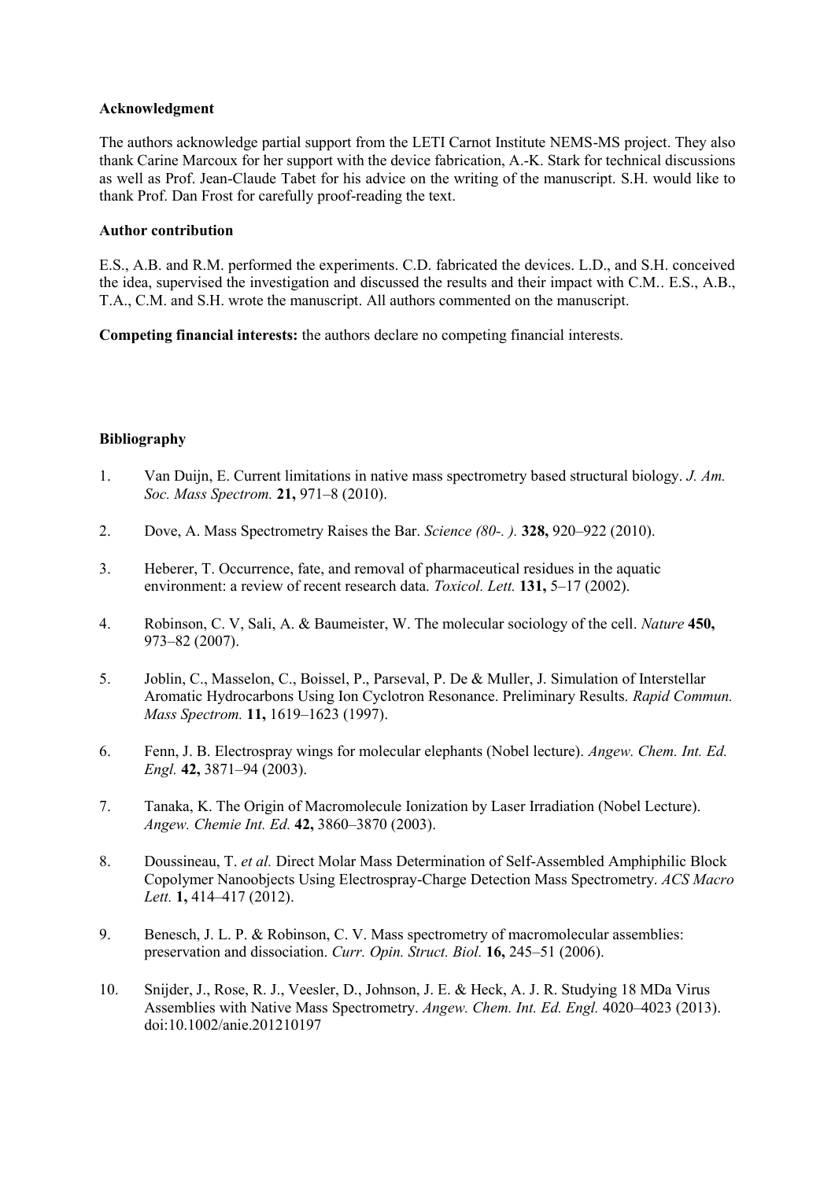**Acknowledgment**

The authors acknowledge partial support from the LETI Carnot Institute NEMS-MS project. They also thank Carine Marcoux for her support with the device fabrication, A.-K. Stark for technical discussions as well as Prof. Jean-Claude Tabet for his advice on the writing of the manuscript. S.H. would like to thank Prof. Dan Frost for carefully proof-reading the text.

**Author contribution**

E.S., A.B. and R.M. performed the experiments. C.D. fabricated the devices. L.D., and S.H. conceived the idea, supervised the investigation and discussed the results and their impact with C.M.. E.S., A.B., T.A., C.M. and S.H. wrote the manuscript. All authors commented on the manuscript.

**Competing financial interests:** the authors declare no competing financial interests.

**Bibliography**

1. Van Duijn, E. Current limitations in native mass spectrometry based structural biology. *J. Am. Soc. Mass Spectrom.* **21,** 971–8 (2010).

2. Dove, A. Mass Spectrometry Raises the Bar. *Science (80-. ).* **328,** 920–922 (2010).

3. Heberer, T. Occurrence, fate, and removal of pharmaceutical residues in the aquatic environment: a review of recent research data. *Toxicol. Lett.* **131,** 5–17 (2002).

4. Robinson, C. V, Sali, A. & Baumeister, W. The molecular sociology of the cell. *Nature* **450,** 973–82 (2007).

5. Joblin, C., Masselon, C., Boissel, P., Parseval, P. De & Muller, J. Simulation of Interstellar Aromatic Hydrocarbons Using Ion Cyclotron Resonance. Preliminary Results. *Rapid Commun. Mass Spectrom.* **11,** 1619–1623 (1997).

6. Fenn, J. B. Electrospray wings for molecular elephants (Nobel lecture). *Angew. Chem. Int. Ed. Engl.* **42,** 3871–94 (2003).

7. Tanaka, K. The Origin of Macromolecule Ionization by Laser Irradiation (Nobel Lecture). *Angew. Chemie Int. Ed.* **42,** 3860–3870 (2003).

8. Doussineau, T. *et al.* Direct Molar Mass Determination of Self-Assembled Amphiphilic Block Copolymer Nanoobjects Using Electrospray-Charge Detection Mass Spectrometry. *ACS Macro Lett.* **1,** 414–417 (2012).

9. Benesch, J. L. P. & Robinson, C. V. Mass spectrometry of macromolecular assemblies: preservation and dissociation. *Curr. Opin. Struct. Biol.* **16,** 245–51 (2006).

10. Snijder, J., Rose, R. J., Veesler, D., Johnson, J. E. & Heck, A. J. R. Studying 18 MDa Virus Assemblies with Native Mass Spectrometry. *Angew. Chem. Int. Ed. Engl.* 4020–4023 (2013). doi:10.1002/anie.201210197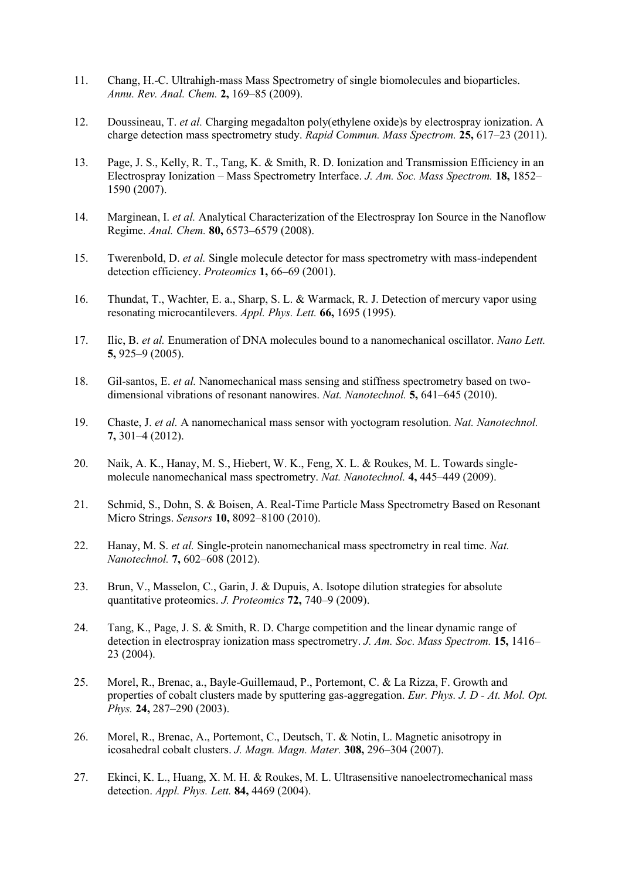11. Chang, H.-C. Ultrahigh-mass Mass Spectrometry of single biomolecules and bioparticles. *Annu. Rev. Anal. Chem.* **2,** 169–85 (2009).

12. Doussineau, T. *et al.* Charging megadalton poly(ethylene oxide)s by electrospray ionization. A charge detection mass spectrometry study. *Rapid Commun. Mass Spectrom.* **25,** 617–23 (2011).

13. Page, J. S., Kelly, R. T., Tang, K. & Smith, R. D. Ionization and Transmission Efficiency in an Electrospray Ionization – Mass Spectrometry Interface. *J. Am. Soc. Mass Spectrom.* **18,** 1852–1590 (2007).

14. Marginean, I. *et al.* Analytical Characterization of the Electrospray Ion Source in the Nanoflow Regime. *Anal. Chem.* **80,** 6573–6579 (2008).

15. Twerenbold, D. *et al.* Single molecule detector for mass spectrometry with mass-independent detection efficiency. *Proteomics* **1,** 66–69 (2001).

16. Thundat, T., Wachter, E. a., Sharp, S. L. & Warmack, R. J. Detection of mercury vapor using resonating microcantilevers. *Appl. Phys. Lett.* **66,** 1695 (1995).

17. Ilic, B. *et al.* Enumeration of DNA molecules bound to a nanomechanical oscillator. *Nano Lett.* **5,** 925–9 (2005).

18. Gil-santos, E. *et al.* Nanomechanical mass sensing and stiffness spectrometry based on two-dimensional vibrations of resonant nanowires. *Nat. Nanotechnol.* **5,** 641–645 (2010).

19. Chaste, J. *et al.* A nanomechanical mass sensor with yoctogram resolution. *Nat. Nanotechnol.* **7,** 301–4 (2012).

20. Naik, A. K., Hanay, M. S., Hiebert, W. K., Feng, X. L. & Roukes, M. L. Towards single-molecule nanomechanical mass spectrometry. *Nat. Nanotechnol.* **4,** 445–449 (2009).

21. Schmid, S., Dohn, S. & Boisen, A. Real-Time Particle Mass Spectrometry Based on Resonant Micro Strings. *Sensors* **10,** 8092–8100 (2010).

22. Hanay, M. S. *et al.* Single-protein nanomechanical mass spectrometry in real time. *Nat. Nanotechnol.* **7,** 602–608 (2012).

23. Brun, V., Masselon, C., Garin, J. & Dupuis, A. Isotope dilution strategies for absolute quantitative proteomics. *J. Proteomics* **72,** 740–9 (2009).

24. Tang, K., Page, J. S. & Smith, R. D. Charge competition and the linear dynamic range of detection in electrospray ionization mass spectrometry. *J. Am. Soc. Mass Spectrom.* **15,** 1416–23 (2004).

25. Morel, R., Brenac, a., Bayle-Guillemaud, P., Portemont, C. & La Rizza, F. Growth and properties of cobalt clusters made by sputtering gas-aggregation. *Eur. Phys. J. D - At. Mol. Opt. Phys.* **24,** 287–290 (2003).

26. Morel, R., Brenac, A., Portemont, C., Deutsch, T. & Notin, L. Magnetic anisotropy in icosahedral cobalt clusters. *J. Magn. Magn. Mater.* **308,** 296–304 (2007).

27. Ekinci, K. L., Huang, X. M. H. & Roukes, M. L. Ultrasensitive nanoelectromechanical mass detection. *Appl. Phys. Lett.* **84,** 4469 (2004).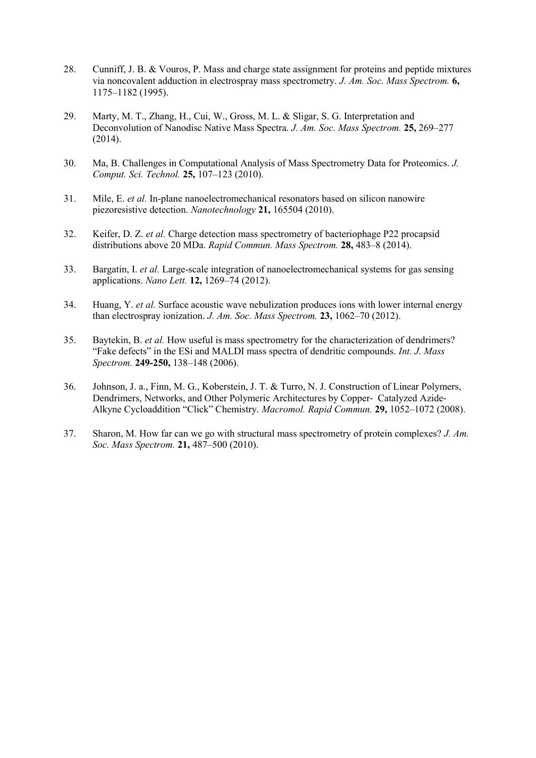28. Cunniff, J. B. & Vouros, P. Mass and charge state assignment for proteins and peptide mixtures via noncovalent adduction in electrospray mass spectrometry. *J. Am. Soc. Mass Spectrom.* **6,** 1175–1182 (1995).

29. Marty, M. T., Zhang, H., Cui, W., Gross, M. L. & Sligar, S. G. Interpretation and Deconvolution of Nanodisc Native Mass Spectra. *J. Am. Soc. Mass Spectrom.* **25,** 269–277 (2014).

30. Ma, B. Challenges in Computational Analysis of Mass Spectrometry Data for Proteomics. *J. Comput. Sci. Technol.* **25,** 107–123 (2010).

31. Mile, E. *et al.* In-plane nanoelectromechanical resonators based on silicon nanowire piezoresistive detection. *Nanotechnology* **21,** 165504 (2010).

32. Keifer, D. Z. *et al.* Charge detection mass spectrometry of bacteriophage P22 procapsid distributions above 20 MDa. *Rapid Commun. Mass Spectrom.* **28,** 483–8 (2014).

33. Bargatin, I. *et al.* Large-scale integration of nanoelectromechanical systems for gas sensing applications. *Nano Lett.* **12,** 1269–74 (2012).

34. Huang, Y. *et al.* Surface acoustic wave nebulization produces ions with lower internal energy than electrospray ionization. *J. Am. Soc. Mass Spectrom.* **23,** 1062–70 (2012).

35. Baytekin, B. *et al.* How useful is mass spectrometry for the characterization of dendrimers? "Fake defects" in the ESi and MALDI mass spectra of dendritic compounds. *Int. J. Mass Spectrom.* **249-250,** 138–148 (2006).

36. Johnson, J. a., Finn, M. G., Koberstein, J. T. & Turro, N. J. Construction of Linear Polymers, Dendrimers, Networks, and Other Polymeric Architectures by Copper- Catalyzed Azide-Alkyne Cycloaddition "Click" Chemistry. *Macromol. Rapid Commun.* **29,** 1052–1072 (2008).

37. Sharon, M. How far can we go with structural mass spectrometry of protein complexes? *J. Am. Soc. Mass Spectrom.* **21,** 487–500 (2010).